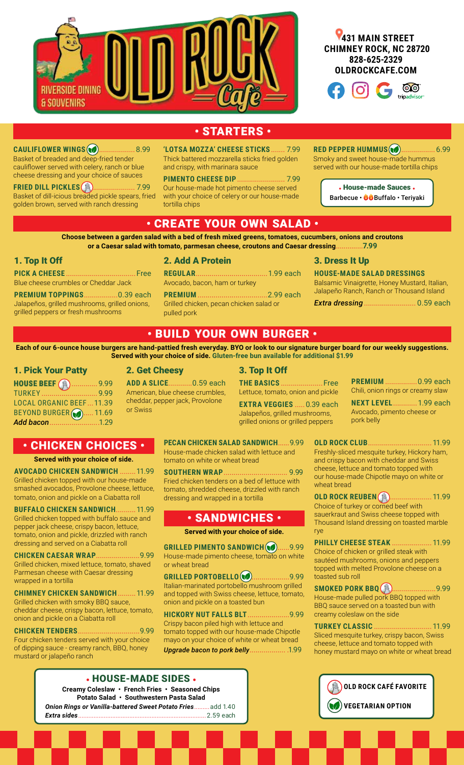# OLD ROCK Café

RIVERSIDE DINING & SOUVENIRS

**431 MAIN STREET**
**CHIMNEY ROCK, NC 28720**
**828-625-2329**
**OLDROCKCAFE.COM**

## • STARTERS •

**CAULIFLOWER WINGS** (vegetarian option) .................. 8.99
Basket of breaded and deep-fried tender cauliflower served with celery, ranch or blue cheese dressing and your choice of sauces

**FRIED DILL PICKLES** (Old Rock Café favorite) ..................... 7.99
Basket of dill-icious breaded pickle spears, fried golden brown, served with ranch dressing

**'LOTSA MOZZA' CHEESE STICKS** ....... 7.99
Thick battered mozzarella sticks fried golden and crispy, with marinara sauce

**PIMENTO CHEESE DIP** ........................ 7.99
Our house-made hot pimento cheese served with your choice of celery or our house-made tortilla chips

**RED PEPPER HUMMUS** (vegetarian option) ................. 6.99
Smoky and sweet house-made hummus served with our house-made tortilla chips

**• House-made Sauces •**
Barbecue • Buffalo • Teriyaki

## • CREATE YOUR OWN SALAD •

**Choose between a garden salad with a bed of fresh mixed greens, tomatoes, cucumbers, onions and croutons or a Caesar salad with tomato, parmesan cheese, croutons and Caesar dressing..............7.99**

### 1. Top It Off

**PICK A CHEESE** .................................... Free
Blue cheese crumbles or Cheddar Jack

**PREMIUM TOPPINGS** ................. 0.39 each
Jalapeños, grilled mushrooms, grilled onions, grilled peppers or fresh mushrooms

### 2. Add A Protein

**REGULAR** .................................... 1.99 each
Avocado, bacon, ham or turkey

**PREMIUM** .................................... 2.99 each
Grilled chicken, pecan chicken salad or pulled pork

### 3. Dress It Up

**HOUSE-MADE SALAD DRESSINGS**
Balsamic Vinaigrette, Honey Mustard, Italian, Jalapeño Ranch, Ranch or Thousand Island

***Extra dressing*** .......................... 0.59 each

## • BUILD YOUR OWN BURGER •

**Each of our 6-ounce house burgers are hand-pattied fresh everyday. BYO or look to our signature burger board for our weekly suggestions. Served with your choice of side. Gluten-free bun available for additional $1.99**

### 1. Pick Your Patty

**HOUSE BEEF** (Old Rock Café favorite) ............. 9.99
TURKEY ............................ 9.99
LOCAL ORGANIC BEEF ... 11.39
BEYOND BURGER (vegetarian option) ..... 11.69
***Add bacon*** ......................... 1.29

### 2. Get Cheesy

**ADD A SLICE** ............ 0.59 each
American, blue cheese crumbles, cheddar, pepper jack, Provolone or Swiss

### 3. Top It Off

**THE BASICS** ..................... Free
Lettuce, tomato, onion and pickle

**EXTRA VEGGIES** ..... 0.39 each
Jalapeños, grilled mushrooms, grilled onions or grilled peppers

**PREMIUM** ................ 0.99 each
Chili, onion rings or creamy slaw

**NEXT LEVEL** ............ 1.99 each
Avocado, pimento cheese or pork belly

## • CHICKEN CHOICES •

**Served with your choice of side.**

**AVOCADO CHICKEN SANDWICH** ........ 11.99
Grilled chicken topped with our house-made smashed avocados, Provolone cheese, lettuce, tomato, onion and pickle on a Ciabatta roll

**BUFFALO CHICKEN SANDWICH** .......... 11.99
Grilled chicken topped with buffalo sauce and pepper jack cheese, crispy bacon, lettuce, tomato, onion and pickle, drizzled with ranch dressing and served on a Ciabatta roll

**CHICKEN CAESAR WRAP** ...................... 9.99
Grilled chicken, mixed lettuce, tomato, shaved Parmesan cheese with Caesar dressing wrapped in a tortilla

**CHIMNEY CHICKEN SANDWICH** ......... 11.99
Grilled chicken with smoky BBQ sauce, cheddar cheese, crispy bacon, lettuce, tomato, onion and pickle on a Ciabatta roll

**CHICKEN TENDERS** ................................ 9.99
Four chicken tenders served with your choice of dipping sauce - creamy ranch, BBQ, honey mustard or jalapeño ranch

**PECAN CHICKEN SALAD SANDWICH** ...... 9.99
House-made chicken salad with lettuce and tomato on white or wheat bread

**SOUTHERN WRAP** ................................ 9.99
Fried chicken tenders on a bed of lettuce with tomato, shredded cheese, drizzled with ranch dressing and wrapped in a tortilla

## • SANDWICHES •

**Served with your choice of side.**

**GRILLED PIMENTO SANDWICH** (vegetarian option) ...... 9.99
House-made pimento cheese, tomato on white or wheat bread

**GRILLED PORTOBELLO** (vegetarian option) ................... 9.99
Italian-marinated portobello mushroom grilled and topped with Swiss cheese, lettuce, tomato, onion and pickle on a toasted bun

**HICKORY NUT FALLS BLT** ..................... 9.99
Crispy bacon piled high with lettuce and tomato topped with our house-made Chipotle mayo on your choice of white or wheat bread

***Upgrade bacon to pork belly*** ................... 1.99

**OLD ROCK CLUB** ................................ 11.99
Freshly-sliced mesquite turkey, Hickory ham, and crispy bacon with cheddar and Swiss cheese, lettuce and tomato topped with our house-made Chipotle mayo on white or wheat bread

**OLD ROCK REUBEN** (Old Rock Café favorite) .................... 11.99
Choice of turkey or corned beef with sauerkraut and Swiss cheese topped with Thousand Island dressing on toasted marble rye

**PHILLY CHEESE STEAK** .................... 11.99
Choice of chicken or grilled steak with sautéed mushrooms, onions and peppers topped with melted Provolone cheese on a toasted sub roll

**SMOKED PORK BBQ** (Old Rock Café favorite) ...................... 9.99
House-made pulled pork BBQ topped with BBQ sauce served on a toasted bun with creamy coleslaw on the side

**TURKEY CLASSIC** ............................ 11.99
Sliced mesquite turkey, crispy bacon, Swiss cheese, lettuce and tomato topped with honey mustard mayo on white or wheat bread

## • HOUSE-MADE SIDES •

**Creamy Coleslaw • French Fries • Seasoned Chips**
**Potato Salad • Southwestern Pasta Salad**

***Onion Rings or Vanilla-battered Sweet Potato Fries*** ......... add 1.40
***Extra sides*** .......................................................................... 2.59 each

OLD ROCK CAFÉ FAVORITE
VEGETARIAN OPTION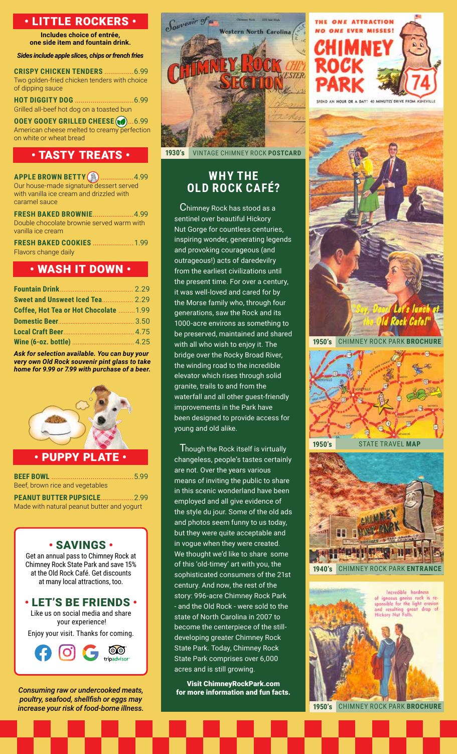## • LITTLE ROCKERS •

**Includes choice of entrée, one side item and fountain drink.**

***Sides include apple slices, chips or french fries***

**CRISPY CHICKEN TENDERS** ............... 6.99
Two golden-fried chicken tenders with choice of dipping sauce

**HOT DIGGITY DOG** ............................. 6.99
Grilled all-beef hot dog on a toasted bun

**OOEY GOOEY GRILLED CHEESE** .... 6.99
American cheese melted to creamy perfection on white or wheat bread

## • TASTY TREATS •

**APPLE BROWN BETTY** ................ 4.99
Our house-made signature dessert served with vanilla ice cream and drizzled with caramel sauce

**FRESH BAKED BROWNIE** ..................... 4.99
Double chocolate brownie served warm with vanilla ice cream

**FRESH BAKED COOKIES** .................... 1.99
Flavors change daily

## • WASH IT DOWN •

| | |
|---|---|
| **Fountain Drink** | 2.29 |
| **Sweet and Unsweet Iced Tea** | 2.29 |
| **Coffee, Hot Tea or Hot Chocolate** | 1.99 |
| **Domestic Beer** | 3.50 |
| **Local Craft Beer** | 4.75 |
| **Wine (6-oz. bottle)** | 4.25 |

***Ask for selection available. You can buy your very own Old Rock souvenir pint glass to take home for 9.99 or 7.99 with purchase of a beer.***

## • PUPPY PLATE •

**BEEF BOWL** .......................................... 5.99
Beef, brown rice and vegetables

**PEANUT BUTTER PUPSICLE** ................ 2.99
Made with natural peanut butter and yogurt

## • SAVINGS •

Get an annual pass to Chimney Rock at Chimney Rock State Park and save 15% at the Old Rock Café. Get discounts at many local attractions, too.

## • LET'S BE FRIENDS •

Like us on social media and share your experience!

Enjoy your visit. Thanks for coming.

***Consuming raw or undercooked meats, poultry, seafood, shellfish or eggs may increase your risk of food-borne illness.***

**1930's** VINTAGE CHIMNEY ROCK **POSTCARD**

## WHY THE OLD ROCK CAFÉ?

Chimney Rock has stood as a sentinel over beautiful Hickory Nut Gorge for countless centuries, inspiring wonder, generating legends and provoking courageous (and outrageous!) acts of daredevilry from the earliest civilizations until the present time. For over a century, it was well-loved and cared for by the Morse family who, through four generations, saw the Rock and its 1000-acre environs as something to be preserved, maintained and shared with all who wish to enjoy it. The bridge over the Rocky Broad River, the winding road to the incredible elevator which rises through solid granite, trails to and from the waterfall and all other guest-friendly improvements in the Park have been designed to provide access for young and old alike.

Though the Rock itself is virtually changeless, people's tastes certainly are not. Over the years various means of inviting the public to share in this scenic wonderland have been employed and all give evidence of the style du jour. Some of the old ads and photos seem funny to us today, but they were quite acceptable and in vogue when they were created. We thought we'd like to share some of this 'old-timey' art with you, the sophisticated consumers of the 21st century. And now, the rest of the story: 996-acre Chimney Rock Park - and the Old Rock - were sold to the state of North Carolina in 2007 to become the centerpiece of the still-developing greater Chimney Rock State Park. Today, Chimney Rock State Park comprises over 6,000 acres and is still growing.

**Visit ChimneyRockPark.com for more information and fun facts.**

**1950's** CHIMNEY ROCK PARK **BROCHURE**

**1950's** STATE TRAVEL **MAP**

**1940's** CHIMNEY ROCK PARK **ENTRANCE**

**1950's** CHIMNEY ROCK PARK **BROCHURE**